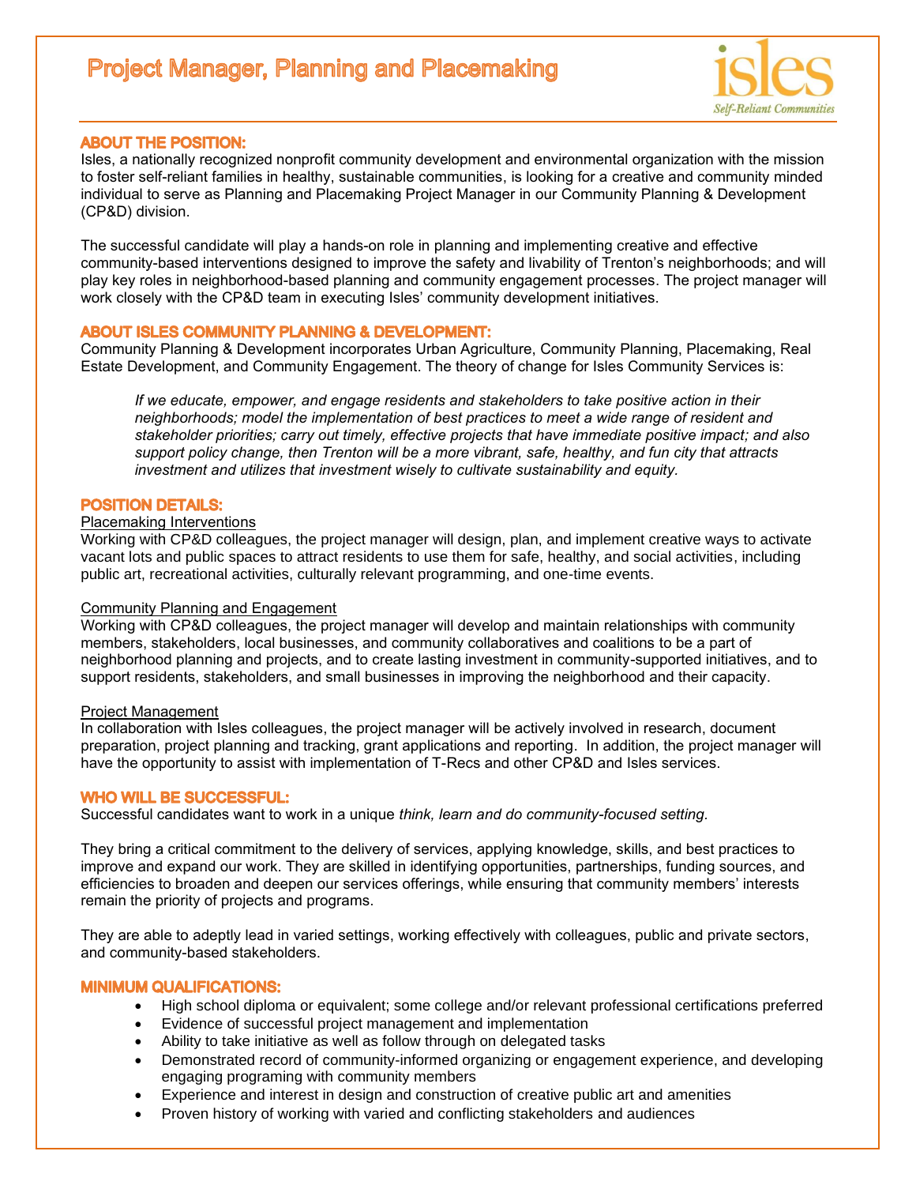# Project Manager, Planning and Placemaking

isles
*Self-Reliant Communities*

## ABOUT THE POSITION:

Isles, a nationally recognized nonprofit community development and environmental organization with the mission to foster self-reliant families in healthy, sustainable communities, is looking for a creative and community minded individual to serve as Planning and Placemaking Project Manager in our Community Planning & Development (CP&D) division.

The successful candidate will play a hands-on role in planning and implementing creative and effective community-based interventions designed to improve the safety and livability of Trenton's neighborhoods; and will play key roles in neighborhood-based planning and community engagement processes. The project manager will work closely with the CP&D team in executing Isles' community development initiatives.

## ABOUT ISLES COMMUNITY PLANNING & DEVELOPMENT:

Community Planning & Development incorporates Urban Agriculture, Community Planning, Placemaking, Real Estate Development, and Community Engagement. The theory of change for Isles Community Services is:

> *If we educate, empower, and engage residents and stakeholders to take positive action in their neighborhoods; model the implementation of best practices to meet a wide range of resident and stakeholder priorities; carry out timely, effective projects that have immediate positive impact; and also support policy change, then Trenton will be a more vibrant, safe, healthy, and fun city that attracts investment and utilizes that investment wisely to cultivate sustainability and equity.*

## POSITION DETAILS:

<u>Placemaking Interventions</u>
Working with CP&D colleagues, the project manager will design, plan, and implement creative ways to activate vacant lots and public spaces to attract residents to use them for safe, healthy, and social activities, including public art, recreational activities, culturally relevant programming, and one-time events.

<u>Community Planning and Engagement</u>
Working with CP&D colleagues, the project manager will develop and maintain relationships with community members, stakeholders, local businesses, and community collaboratives and coalitions to be a part of neighborhood planning and projects, and to create lasting investment in community-supported initiatives, and to support residents, stakeholders, and small businesses in improving the neighborhood and their capacity.

<u>Project Management</u>
In collaboration with Isles colleagues, the project manager will be actively involved in research, document preparation, project planning and tracking, grant applications and reporting. In addition, the project manager will have the opportunity to assist with implementation of T-Recs and other CP&D and Isles services.

## WHO WILL BE SUCCESSFUL:

Successful candidates want to work in a unique *think, learn and do community-focused setting.*

They bring a critical commitment to the delivery of services, applying knowledge, skills, and best practices to improve and expand our work. They are skilled in identifying opportunities, partnerships, funding sources, and efficiencies to broaden and deepen our services offerings, while ensuring that community members' interests remain the priority of projects and programs.

They are able to adeptly lead in varied settings, working effectively with colleagues, public and private sectors, and community-based stakeholders.

## MINIMUM QUALIFICATIONS:

- High school diploma or equivalent; some college and/or relevant professional certifications preferred
- Evidence of successful project management and implementation
- Ability to take initiative as well as follow through on delegated tasks
- Demonstrated record of community-informed organizing or engagement experience, and developing engaging programing with community members
- Experience and interest in design and construction of creative public art and amenities
- Proven history of working with varied and conflicting stakeholders and audiences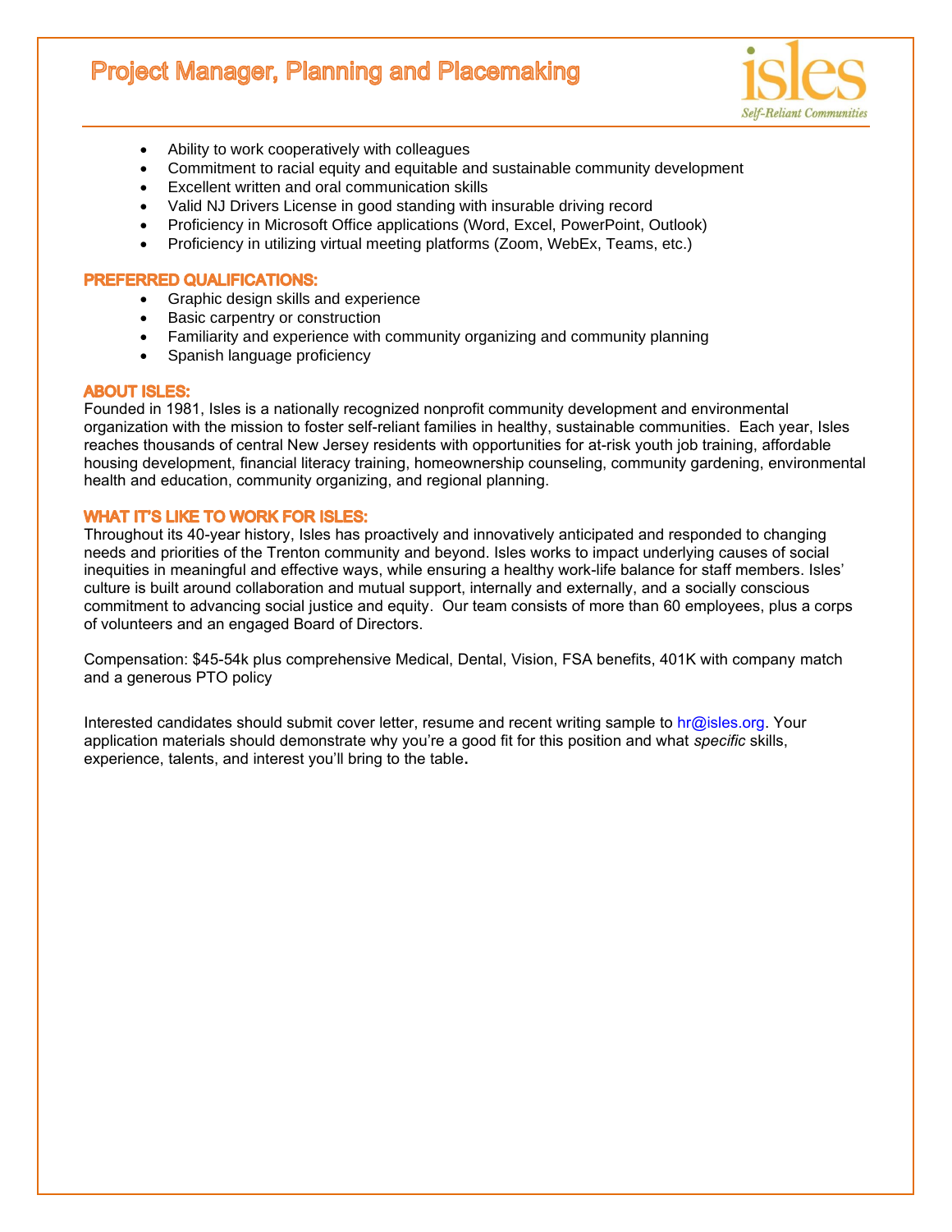- Ability to work cooperatively with colleagues
- Commitment to racial equity and equitable and sustainable community development
- Excellent written and oral communication skills
- Valid NJ Drivers License in good standing with insurable driving record
- Proficiency in Microsoft Office applications (Word, Excel, PowerPoint, Outlook)
- Proficiency in utilizing virtual meeting platforms (Zoom, WebEx, Teams, etc.)

## PREFERRED QUALIFICATIONS:

- Graphic design skills and experience
- Basic carpentry or construction
- Familiarity and experience with community organizing and community planning
- Spanish language proficiency

## ABOUT ISLES:

Founded in 1981, Isles is a nationally recognized nonprofit community development and environmental organization with the mission to foster self-reliant families in healthy, sustainable communities. Each year, Isles reaches thousands of central New Jersey residents with opportunities for at-risk youth job training, affordable housing development, financial literacy training, homeownership counseling, community gardening, environmental health and education, community organizing, and regional planning.

## WHAT IT'S LIKE TO WORK FOR ISLES:

Throughout its 40-year history, Isles has proactively and innovatively anticipated and responded to changing needs and priorities of the Trenton community and beyond. Isles works to impact underlying causes of social inequities in meaningful and effective ways, while ensuring a healthy work-life balance for staff members. Isles' culture is built around collaboration and mutual support, internally and externally, and a socially conscious commitment to advancing social justice and equity. Our team consists of more than 60 employees, plus a corps of volunteers and an engaged Board of Directors.

Compensation: $45-54k plus comprehensive Medical, Dental, Vision, FSA benefits, 401K with company match and a generous PTO policy

Interested candidates should submit cover letter, resume and recent writing sample to hr@isles.org. Your application materials should demonstrate why you're a good fit for this position and what *specific* skills, experience, talents, and interest you'll bring to the table**.**